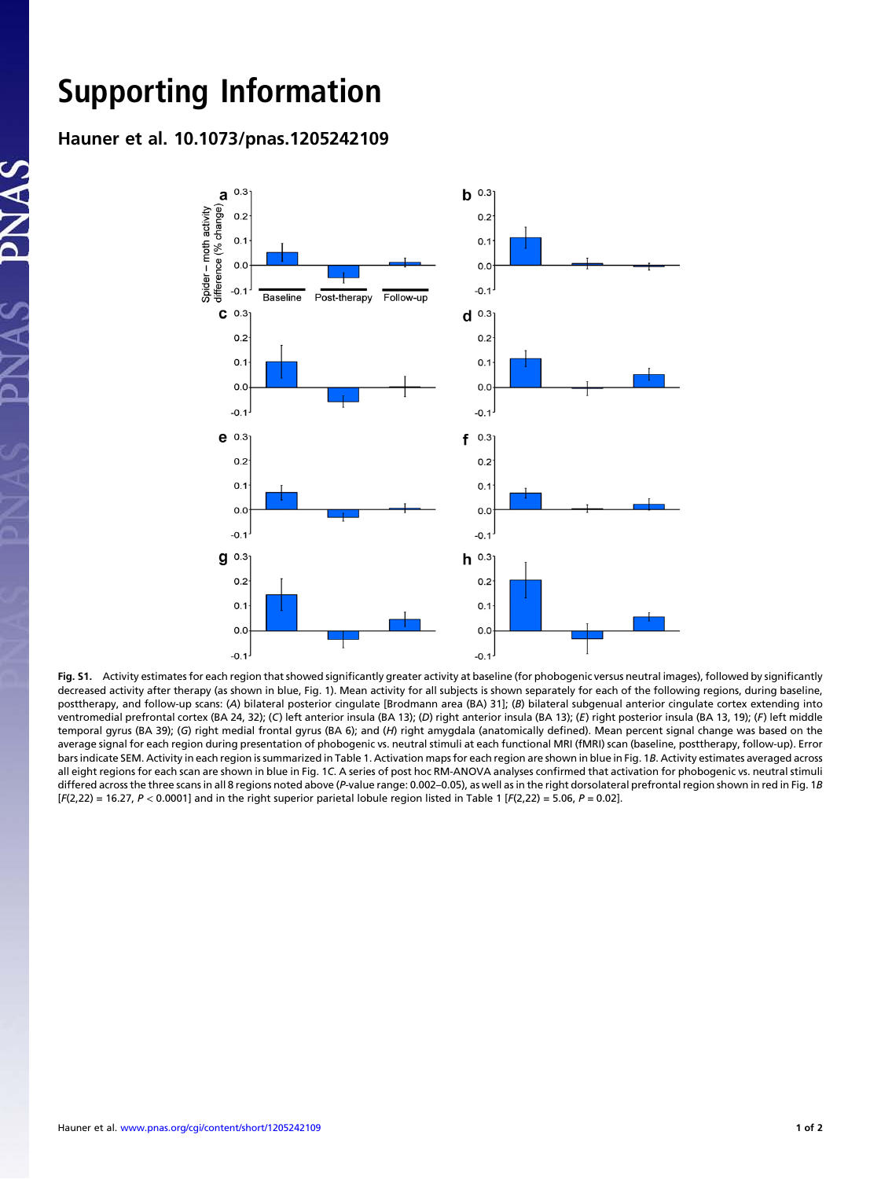# Supporting Information

## Hauner et al. 10.1073/pnas.1205242109

**Fig. S1.** Activity estimates for each region that showed significantly greater activity at baseline (for phobogenic versus neutral images), followed by significantly decreased activity after therapy (as shown in blue, Fig. 1). Mean activity for all subjects is shown separately for each of the following regions, during baseline, posttherapy, and follow-up scans: (*A*) bilateral posterior cingulate [Brodmann area (BA) 31]; (*B*) bilateral subgenual anterior cingulate cortex extending into ventromedial prefrontal cortex (BA 24, 32); (*C*) left anterior insula (BA 13); (*D*) right anterior insula (BA 13); (*E*) right posterior insula (BA 13, 19); (*F*) left middle temporal gyrus (BA 39); (*G*) right medial frontal gyrus (BA 6); and (*H*) right amygdala (anatomically defined). Mean percent signal change was based on the average signal for each region during presentation of phobogenic vs. neutral stimuli at each functional MRI (fMRI) scan (baseline, posttherapy, follow-up). Error bars indicate SEM. Activity in each region is summarized in Table 1. Activation maps for each region are shown in blue in Fig. 1*B*. Activity estimates averaged across all eight regions for each scan are shown in blue in Fig. 1*C*. A series of post hoc RM-ANOVA analyses confirmed that activation for phobogenic vs. neutral stimuli differed across the three scans in all 8 regions noted above (*P*-value range: 0.002–0.05), as well as in the right dorsolateral prefrontal region shown in red in Fig. 1*B* [$F(2,22) = 16.27$, $P < 0.0001$] and in the right superior parietal lobule region listed in Table 1 [$F(2,22) = 5.06$, $P = 0.02$].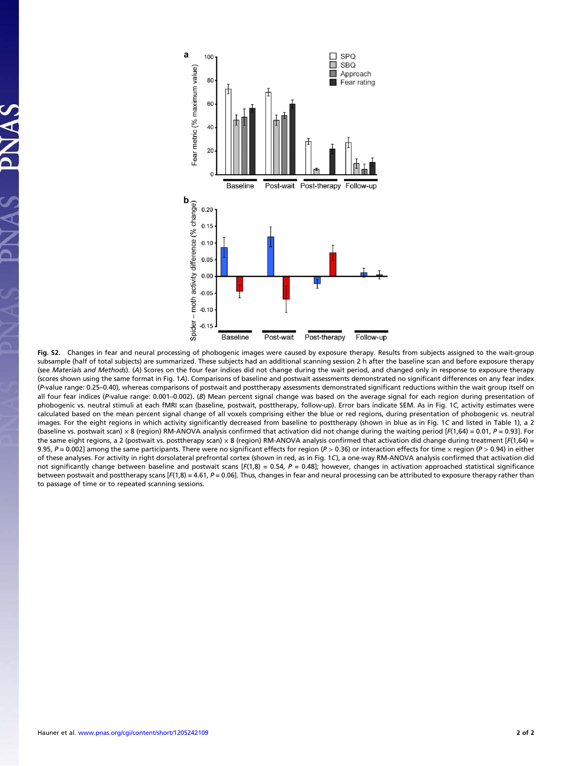a

100
80
60
40
20
0

Fear metric (% maximum value)

SPQ
SBQ
Approach
Fear rating

Baseline
Post-wait
Post-therapy
Follow-up

b

0.20
0.15
0.10
0.05
0.00
-0.05
-0.10
-0.15

Spider – moth activity difference (% change)

Baseline
Post-wait
Post-therapy
Follow-up

**Fig. S2.** Changes in fear and neural processing of phobogenic images were caused by exposure therapy. Results from subjects assigned to the wait-group subsample (half of total subjects) are summarized. These subjects had an additional scanning session 2 h after the baseline scan and before exposure therapy (see *Materials and Methods*). (*A*) Scores on the four fear indices did not change during the wait period, and changed only in response to exposure therapy (scores shown using the same format in Fig. 1*A*). Comparisons of baseline and postwait assessments demonstrated no significant differences on any fear index (*P*-value range: 0.25–0.40), whereas comparisons of postwait and posttherapy assessments demonstrated significant reductions within the wait group itself on all four fear indices (*P*-value range: 0.001–0.002). (*B*) Mean percent signal change was based on the average signal for each region during presentation of phobogenic vs. neutral stimuli at each fMRI scan (baseline, postwait, posttherapy, follow-up). Error bars indicate SEM. As in Fig. 1*C*, activity estimates were calculated based on the mean percent signal change of all voxels comprising either the blue or red regions, during presentation of phobogenic vs. neutral images. For the eight regions in which activity significantly decreased from baseline to posttherapy (shown in blue as in Fig. 1*C* and listed in Table 1), a 2 (baseline vs. postwait scan) × 8 (region) RM-ANOVA analysis confirmed that activation did not change during the waiting period [$F(1,64) = 0.01$, $P = 0.93$]. For the same eight regions, a 2 (postwait vs. posttherapy scan) × 8 (region) RM-ANOVA analysis confirmed that activation did change during treatment [$F(1,64) = 9.95$, $P = 0.002$] among the same participants. There were no significant effects for region ($P > 0.36$) or interaction effects for time × region ($P > 0.94$) in either of these analyses. For activity in right dorsolateral prefrontal cortex (shown in red, as in Fig. 1*C*), a one-way RM-ANOVA analysis confirmed that activation did not significantly change between baseline and postwait scans [$F(1,8) = 0.54$, $P = 0.48$]; however, changes in activation approached statistical significance between postwait and posttherapy scans [$F(1,8) = 4.61$, $P = 0.06$]. Thus, changes in fear and neural processing can be attributed to exposure therapy rather than to passage of time or to repeated scanning sessions.